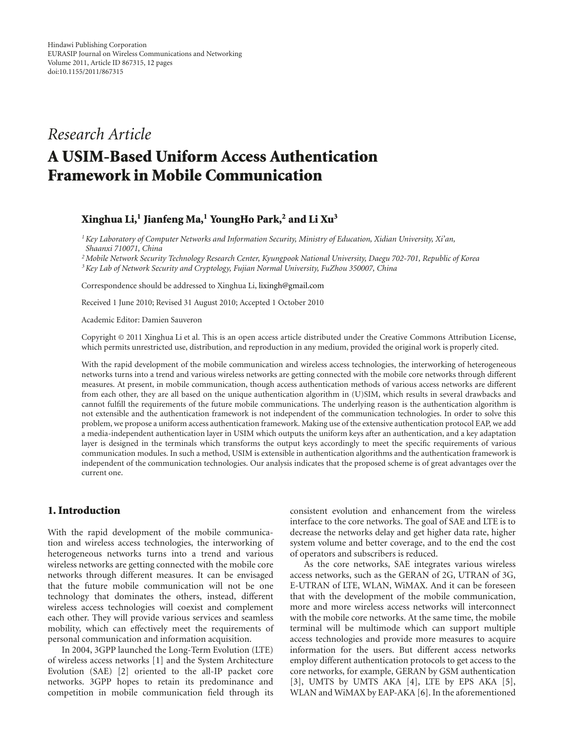*Research Article*

# A USIM-Based Uniform Access Authentication Framework in Mobile Communication

**Xinghua Li,[1] Jianfeng Ma,[1] YoungHo Park,[2] and Li Xu[3]**

[1] *Key Laboratory of Computer Networks and Information Security, Ministry of Education, Xidian University, Xi'an, Shaanxi 710071, China*
[2] *Mobile Network Security Technology Research Center, Kyungpook National University, Daegu 702-701, Republic of Korea*
[3] *Key Lab of Network Security and Cryptology, Fujian Normal University, FuZhou 350007, China*

Correspondence should be addressed to Xinghua Li, lixingh@gmail.com

Received 1 June 2010; Revised 31 August 2010; Accepted 1 October 2010

Academic Editor: Damien Sauveron

Copyright © 2011 Xinghua Li et al. This is an open access article distributed under the Creative Commons Attribution License, which permits unrestricted use, distribution, and reproduction in any medium, provided the original work is properly cited.

With the rapid development of the mobile communication and wireless access technologies, the interworking of heterogeneous networks turns into a trend and various wireless networks are getting connected with the mobile core networks through different measures. At present, in mobile communication, though access authentication methods of various access networks are different from each other, they are all based on the unique authentication algorithm in (U)SIM, which results in several drawbacks and cannot fulfill the requirements of the future mobile communications. The underlying reason is the authentication algorithm is not extensible and the authentication framework is not independent of the communication technologies. In order to solve this problem, we propose a uniform access authentication framework. Making use of the extensive authentication protocol EAP, we add a media-independent authentication layer in USIM which outputs the uniform keys after an authentication, and a key adaptation layer is designed in the terminals which transforms the output keys accordingly to meet the specific requirements of various communication modules. In such a method, USIM is extensible in authentication algorithms and the authentication framework is independent of the communication technologies. Our analysis indicates that the proposed scheme is of great advantages over the current one.

## 1. Introduction

With the rapid development of the mobile communication and wireless access technologies, the interworking of heterogeneous networks turns into a trend and various wireless networks are getting connected with the mobile core networks through different measures. It can be envisaged that the future mobile communication will not be one technology that dominates the others, instead, different wireless access technologies will coexist and complement each other. They will provide various services and seamless mobility, which can effectively meet the requirements of personal communication and information acquisition.

In 2004, 3GPP launched the Long-Term Evolution (LTE) of wireless access networks [1] and the System Architecture Evolution (SAE) [2] oriented to the all-IP packet core networks. 3GPP hopes to retain its predominance and competition in mobile communication field through its consistent evolution and enhancement from the wireless interface to the core networks. The goal of SAE and LTE is to decrease the networks delay and get higher data rate, higher system volume and better coverage, and to the end the cost of operators and subscribers is reduced.

As the core networks, SAE integrates various wireless access networks, such as the GERAN of 2G, UTRAN of 3G, E-UTRAN of LTE, WLAN, WiMAX. And it can be foreseen that with the development of the mobile communication, more and more wireless access networks will interconnect with the mobile core networks. At the same time, the mobile terminal will be multimode which can support multiple access technologies and provide more measures to acquire information for the users. But different access networks employ different authentication protocols to get access to the core networks, for example, GERAN by GSM authentication [3], UMTS by UMTS AKA [4], LTE by EPS AKA [5], WLAN and WiMAX by EAP-AKA [6]. In the aforementioned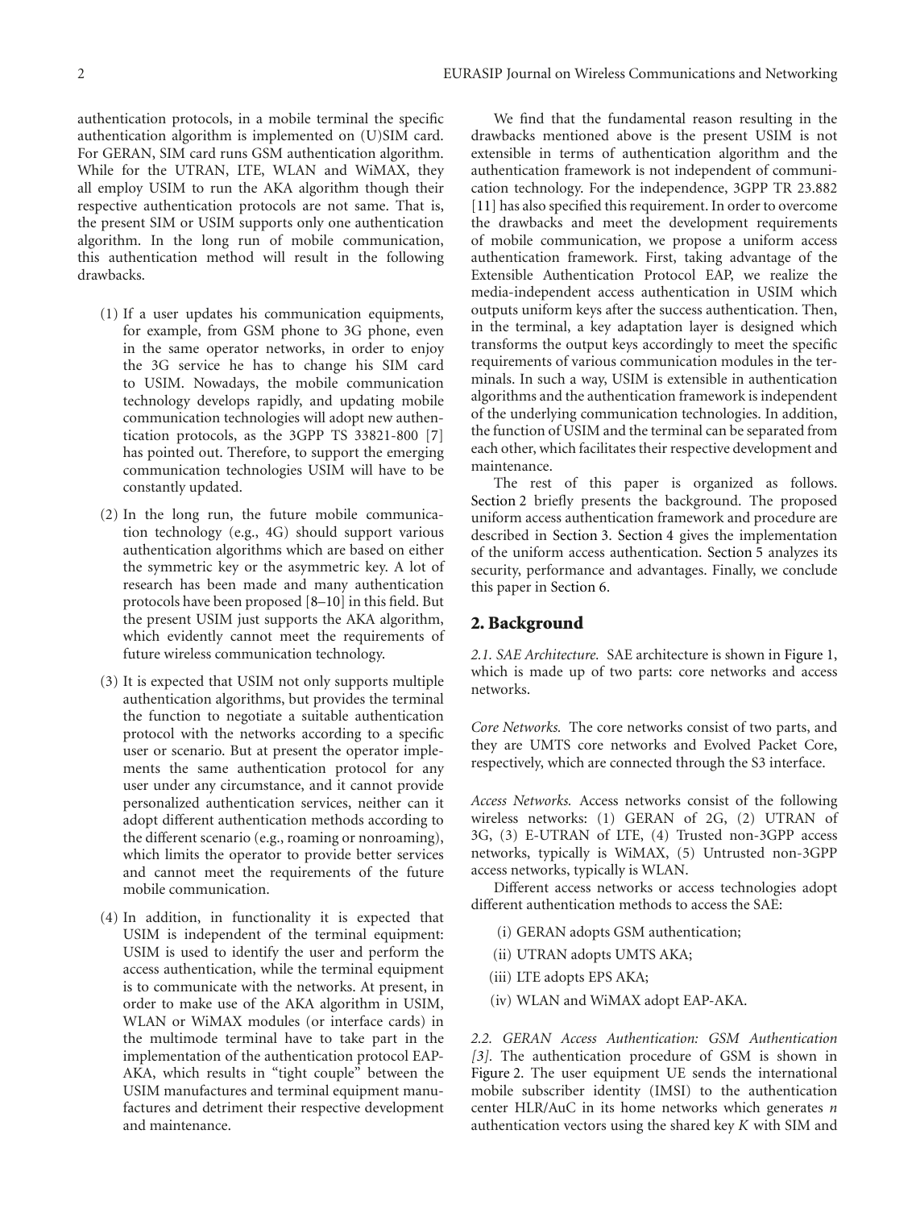authentication protocols, in a mobile terminal the specific authentication algorithm is implemented on (U)SIM card. For GERAN, SIM card runs GSM authentication algorithm. While for the UTRAN, LTE, WLAN and WiMAX, they all employ USIM to run the AKA algorithm though their respective authentication protocols are not same. That is, the present SIM or USIM supports only one authentication algorithm. In the long run of mobile communication, this authentication method will result in the following drawbacks.

(1) If a user updates his communication equipments, for example, from GSM phone to 3G phone, even in the same operator networks, in order to enjoy the 3G service he has to change his SIM card to USIM. Nowadays, the mobile communication technology develops rapidly, and updating mobile communication technologies will adopt new authentication protocols, as the 3GPP TS 33821-800 [7] has pointed out. Therefore, to support the emerging communication technologies USIM will have to be constantly updated.

(2) In the long run, the future mobile communication technology (e.g., 4G) should support various authentication algorithms which are based on either the symmetric key or the asymmetric key. A lot of research has been made and many authentication protocols have been proposed [8–10] in this field. But the present USIM just supports the AKA algorithm, which evidently cannot meet the requirements of future wireless communication technology.

(3) It is expected that USIM not only supports multiple authentication algorithms, but provides the terminal the function to negotiate a suitable authentication protocol with the networks according to a specific user or scenario. But at present the operator implements the same authentication protocol for any user under any circumstance, and it cannot provide personalized authentication services, neither can it adopt different authentication methods according to the different scenario (e.g., roaming or nonroaming), which limits the operator to provide better services and cannot meet the requirements of the future mobile communication.

(4) In addition, in functionality it is expected that USIM is independent of the terminal equipment: USIM is used to identify the user and perform the access authentication, while the terminal equipment is to communicate with the networks. At present, in order to make use of the AKA algorithm in USIM, WLAN or WiMAX modules (or interface cards) in the multimode terminal have to take part in the implementation of the authentication protocol EAP-AKA, which results in "tight couple" between the USIM manufactures and terminal equipment manufactures and detriment their respective development and maintenance.

We find that the fundamental reason resulting in the drawbacks mentioned above is the present USIM is not extensible in terms of authentication algorithm and the authentication framework is not independent of communication technology. For the independence, 3GPP TR 23.882 [11] has also specified this requirement. In order to overcome the drawbacks and meet the development requirements of mobile communication, we propose a uniform access authentication framework. First, taking advantage of the Extensible Authentication Protocol EAP, we realize the media-independent access authentication in USIM which outputs uniform keys after the success authentication. Then, in the terminal, a key adaptation layer is designed which transforms the output keys accordingly to meet the specific requirements of various communication modules in the terminals. In such a way, USIM is extensible in authentication algorithms and the authentication framework is independent of the underlying communication technologies. In addition, the function of USIM and the terminal can be separated from each other, which facilitates their respective development and maintenance.

The rest of this paper is organized as follows. Section 2 briefly presents the background. The proposed uniform access authentication framework and procedure are described in Section 3. Section 4 gives the implementation of the uniform access authentication. Section 5 analyzes its security, performance and advantages. Finally, we conclude this paper in Section 6.

## 2. Background

*2.1. SAE Architecture.* SAE architecture is shown in Figure 1, which is made up of two parts: core networks and access networks.

*Core Networks.* The core networks consist of two parts, and they are UMTS core networks and Evolved Packet Core, respectively, which are connected through the S3 interface.

*Access Networks.* Access networks consist of the following wireless networks: (1) GERAN of 2G, (2) UTRAN of 3G, (3) E-UTRAN of LTE, (4) Trusted non-3GPP access networks, typically is WiMAX, (5) Untrusted non-3GPP access networks, typically is WLAN.

Different access networks or access technologies adopt different authentication methods to access the SAE:

(i) GERAN adopts GSM authentication;

(ii) UTRAN adopts UMTS AKA;

(iii) LTE adopts EPS AKA;

(iv) WLAN and WiMAX adopt EAP-AKA.

*2.2. GERAN Access Authentication: GSM Authentication [3].* The authentication procedure of GSM is shown in Figure 2. The user equipment UE sends the international mobile subscriber identity (IMSI) to the authentication center HLR/AuC in its home networks which generates $n$ authentication vectors using the shared key $K$ with SIM and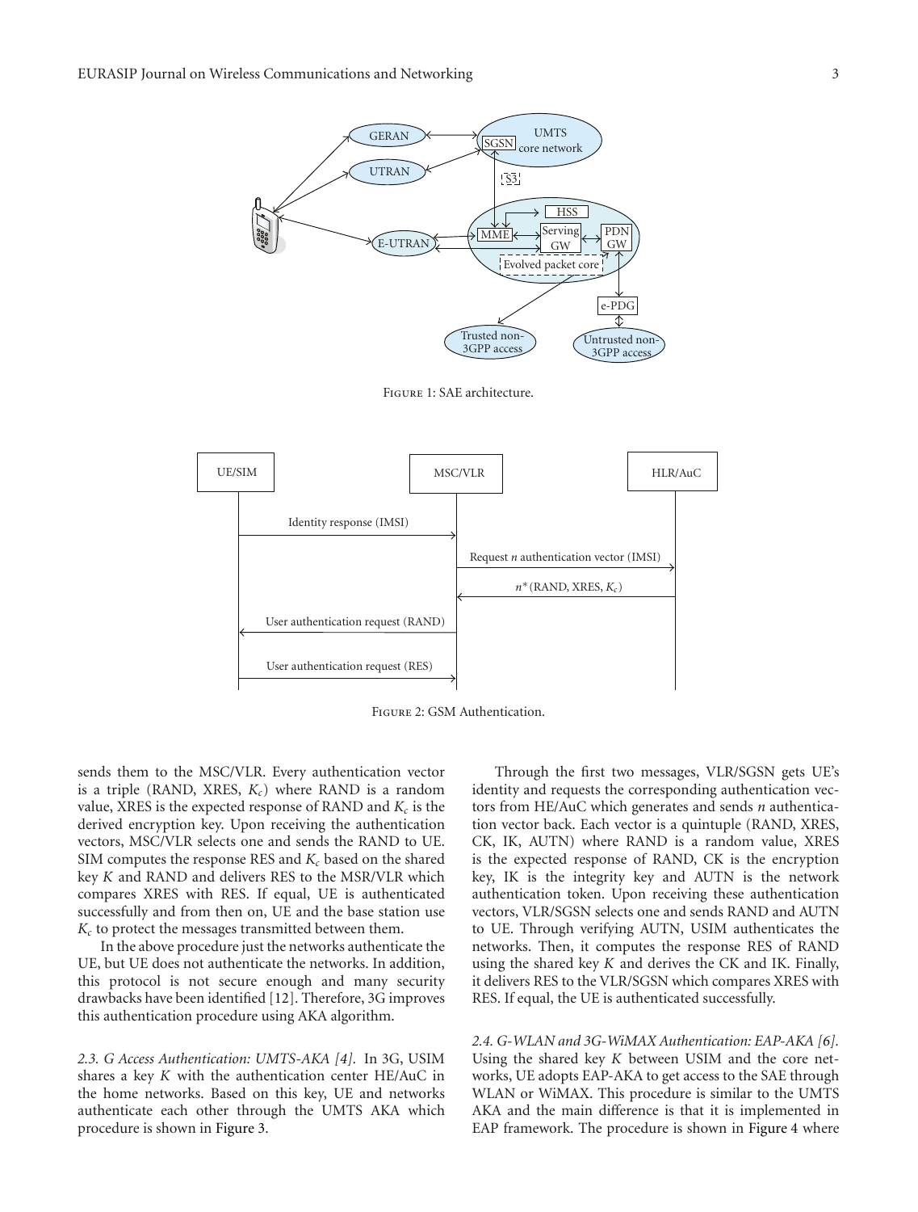Figure 1: SAE architecture.

Figure 2: GSM Authentication.

sends them to the MSC/VLR. Every authentication vector is a triple (RAND, XRES, $K_c$) where RAND is a random value, XRES is the expected response of RAND and $K_c$ is the derived encryption key. Upon receiving the authentication vectors, MSC/VLR selects one and sends the RAND to UE. SIM computes the response RES and $K_c$ based on the shared key $K$ and RAND and delivers RES to the MSR/VLR which compares XRES with RES. If equal, UE is authenticated successfully and from then on, UE and the base station use $K_c$ to protect the messages transmitted between them.

In the above procedure just the networks authenticate the UE, but UE does not authenticate the networks. In addition, this protocol is not secure enough and many security drawbacks have been identified [12]. Therefore, 3G improves this authentication procedure using AKA algorithm.

*2.3. G Access Authentication: UMTS-AKA [4].* In 3G, USIM shares a key $K$ with the authentication center HE/AuC in the home networks. Based on this key, UE and networks authenticate each other through the UMTS AKA which procedure is shown in Figure 3.

Through the first two messages, VLR/SGSN gets UE's identity and requests the corresponding authentication vectors from HE/AuC which generates and sends $n$ authentication vector back. Each vector is a quintuple (RAND, XRES, CK, IK, AUTN) where RAND is a random value, XRES is the expected response of RAND, CK is the encryption key, IK is the integrity key and AUTN is the network authentication token. Upon receiving these authentication vectors, VLR/SGSN selects one and sends RAND and AUTN to UE. Through verifying AUTN, USIM authenticates the networks. Then, it computes the response RES of RAND using the shared key $K$ and derives the CK and IK. Finally, it delivers RES to the VLR/SGSN which compares XRES with RES. If equal, the UE is authenticated successfully.

*2.4. G-WLAN and 3G-WiMAX Authentication: EAP-AKA [6].* Using the shared key $K$ between USIM and the core networks, UE adopts EAP-AKA to get access to the SAE through WLAN or WiMAX. This procedure is similar to the UMTS AKA and the main difference is that it is implemented in EAP framework. The procedure is shown in Figure 4 where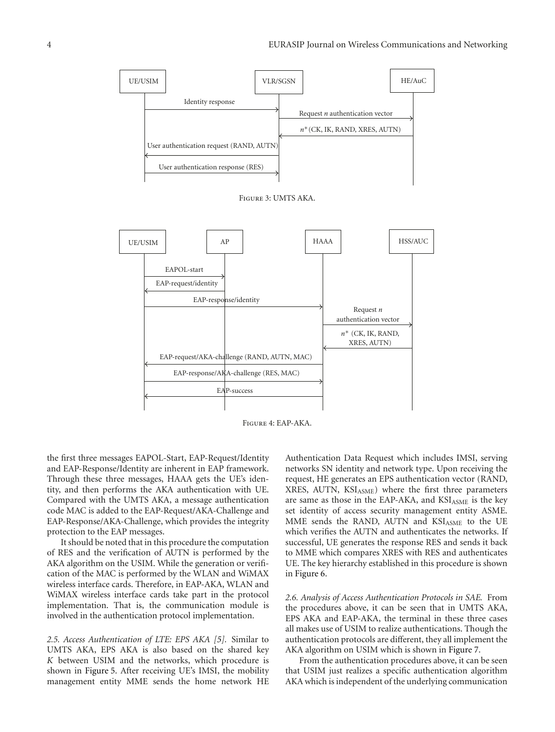Figure 3: UMTS AKA.

Figure 4: EAP-AKA.

the first three messages EAPOL-Start, EAP-Request/Identity and EAP-Response/Identity are inherent in EAP framework. Through these three messages, HAAA gets the UE's identity, and then performs the AKA authentication with UE. Compared with the UMTS AKA, a message authentication code MAC is added to the EAP-Request/AKA-Challenge and EAP-Response/AKA-Challenge, which provides the integrity protection to the EAP messages.

It should be noted that in this procedure the computation of RES and the verification of AUTN is performed by the AKA algorithm on the USIM. While the generation or verification of the MAC is performed by the WLAN and WiMAX wireless interface cards. Therefore, in EAP-AKA, WLAN and WiMAX wireless interface cards take part in the protocol implementation. That is, the communication module is involved in the authentication protocol implementation.

*2.5. Access Authentication of LTE: EPS AKA [5].* Similar to UMTS AKA, EPS AKA is also based on the shared key *K* between USIM and the networks, which procedure is shown in Figure 5. After receiving UE's IMSI, the mobility management entity MME sends the home network HE Authentication Data Request which includes IMSI, serving networks SN identity and network type. Upon receiving the request, HE generates an EPS authentication vector (RAND, XRES, AUTN, $KSI_{ASME}$) where the first three parameters are same as those in the EAP-AKA, and $KSI_{ASME}$ is the key set identity of access security management entity ASME. MME sends the RAND, AUTN and $KSI_{ASME}$ to the UE which verifies the AUTN and authenticates the networks. If successful, UE generates the response RES and sends it back to MME which compares XRES with RES and authenticates UE. The key hierarchy established in this procedure is shown in Figure 6.

*2.6. Analysis of Access Authentication Protocols in SAE.* From the procedures above, it can be seen that in UMTS AKA, EPS AKA and EAP-AKA, the terminal in these three cases all makes use of USIM to realize authentications. Though the authentication protocols are different, they all implement the AKA algorithm on USIM which is shown in Figure 7.

From the authentication procedures above, it can be seen that USIM just realizes a specific authentication algorithm AKA which is independent of the underlying communication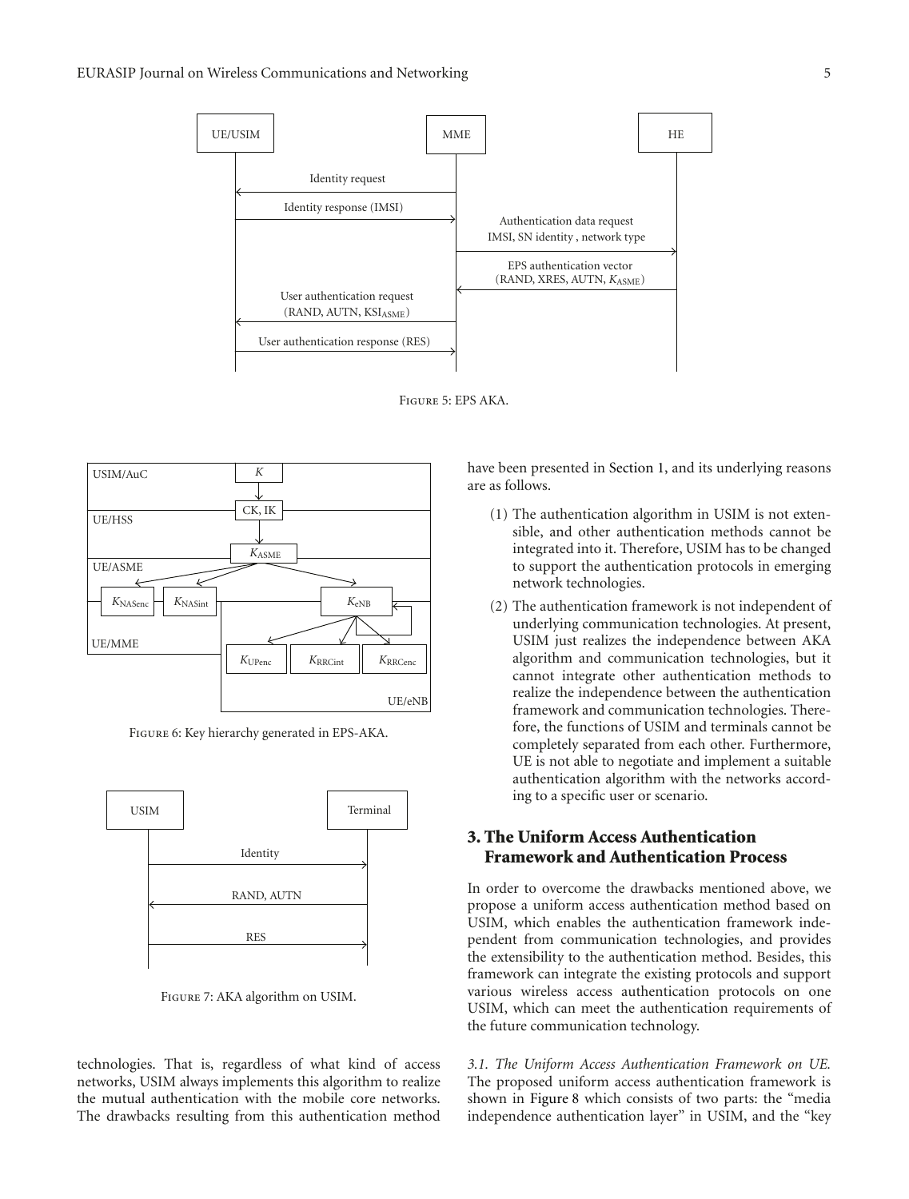Figure 5: EPS AKA.

Figure 6: Key hierarchy generated in EPS-AKA.

Figure 7: AKA algorithm on USIM.

technologies. That is, regardless of what kind of access networks, USIM always implements this algorithm to realize the mutual authentication with the mobile core networks. The drawbacks resulting from this authentication method have been presented in Section 1, and its underlying reasons are as follows.

(1) The authentication algorithm in USIM is not extensible, and other authentication methods cannot be integrated into it. Therefore, USIM has to be changed to support the authentication protocols in emerging network technologies.

(2) The authentication framework is not independent of underlying communication technologies. At present, USIM just realizes the independence between AKA algorithm and communication technologies, but it cannot integrate other authentication methods to realize the independence between the authentication framework and communication technologies. Therefore, the functions of USIM and terminals cannot be completely separated from each other. Furthermore, UE is not able to negotiate and implement a suitable authentication algorithm with the networks according to a specific user or scenario.

## 3. The Uniform Access Authentication Framework and Authentication Process

In order to overcome the drawbacks mentioned above, we propose a uniform access authentication method based on USIM, which enables the authentication framework independent from communication technologies, and provides the extensibility to the authentication method. Besides, this framework can integrate the existing protocols and support various wireless access authentication protocols on one USIM, which can meet the authentication requirements of the future communication technology.

*3.1. The Uniform Access Authentication Framework on UE.* The proposed uniform access authentication framework is shown in Figure 8 which consists of two parts: the "media independence authentication layer" in USIM, and the "key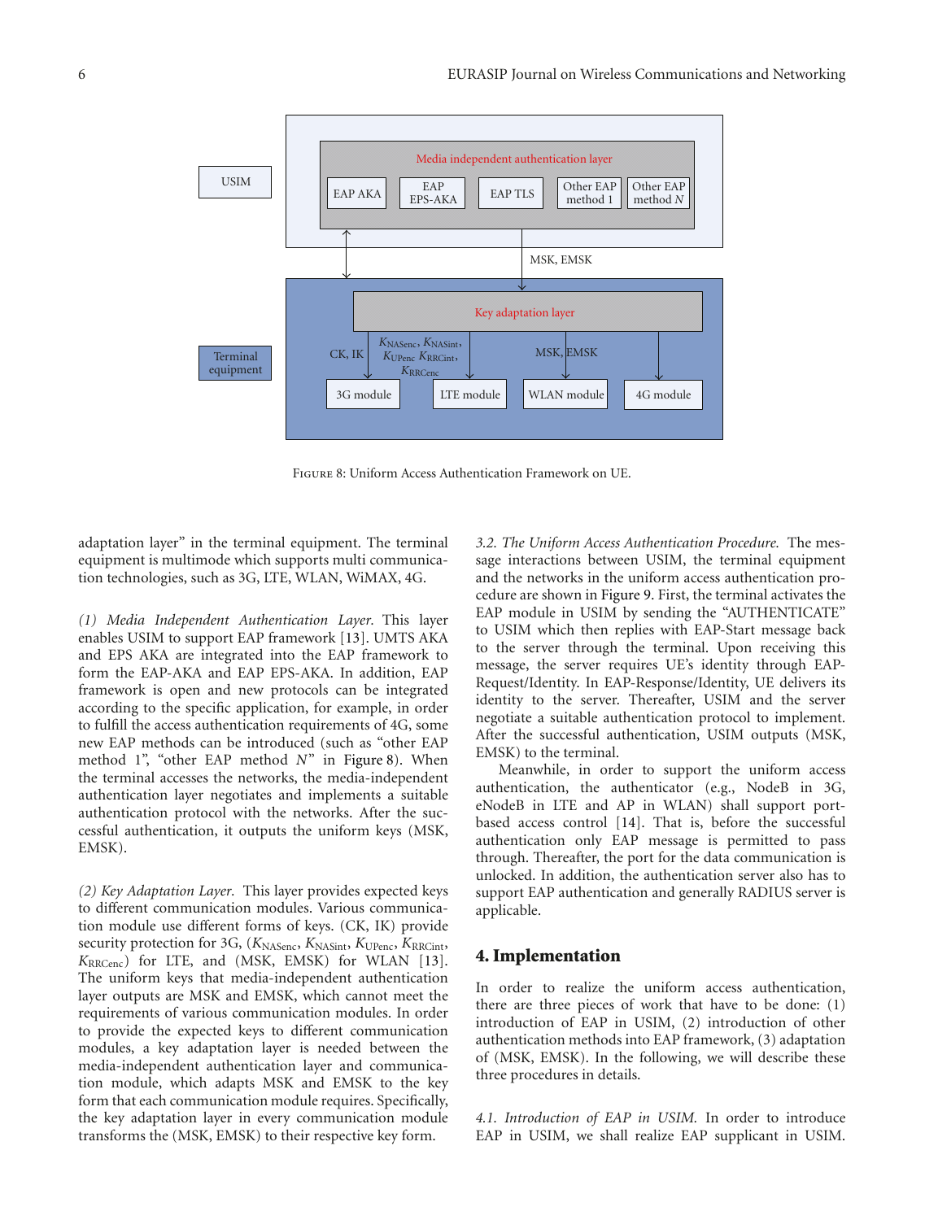FIGURE 8: Uniform Access Authentication Framework on UE.

adaptation layer" in the terminal equipment. The terminal equipment is multimode which supports multi communication technologies, such as 3G, LTE, WLAN, WiMAX, 4G.

*(1) Media Independent Authentication Layer.* This layer enables USIM to support EAP framework [13]. UMTS AKA and EPS AKA are integrated into the EAP framework to form the EAP-AKA and EAP EPS-AKA. In addition, EAP framework is open and new protocols can be integrated according to the specific application, for example, in order to fulfill the access authentication requirements of 4G, some new EAP methods can be introduced (such as "other EAP method 1", "other EAP method $N$" in Figure 8). When the terminal accesses the networks, the media-independent authentication layer negotiates and implements a suitable authentication protocol with the networks. After the successful authentication, it outputs the uniform keys (MSK, EMSK).

*(2) Key Adaptation Layer.* This layer provides expected keys to different communication modules. Various communication module use different forms of keys. (CK, IK) provide security protection for 3G, ($K_{\text{NASenc}}$, $K_{\text{NASint}}$, $K_{\text{UPenc}}$, $K_{\text{RRCint}}$, $K_{\text{RRCenc}}$) for LTE, and (MSK, EMSK) for WLAN [13]. The uniform keys that media-independent authentication layer outputs are MSK and EMSK, which cannot meet the requirements of various communication modules. In order to provide the expected keys to different communication modules, a key adaptation layer is needed between the media-independent authentication layer and communication module, which adapts MSK and EMSK to the key form that each communication module requires. Specifically, the key adaptation layer in every communication module transforms the (MSK, EMSK) to their respective key form.

*3.2. The Uniform Access Authentication Procedure.* The message interactions between USIM, the terminal equipment and the networks in the uniform access authentication procedure are shown in Figure 9. First, the terminal activates the EAP module in USIM by sending the "AUTHENTICATE" to USIM which then replies with EAP-Start message back to the server through the terminal. Upon receiving this message, the server requires UE's identity through EAP-Request/Identity. In EAP-Response/Identity, UE delivers its identity to the server. Thereafter, USIM and the server negotiate a suitable authentication protocol to implement. After the successful authentication, USIM outputs (MSK, EMSK) to the terminal.

Meanwhile, in order to support the uniform access authentication, the authenticator (e.g., NodeB in 3G, eNodeB in LTE and AP in WLAN) shall support port-based access control [14]. That is, before the successful authentication only EAP message is permitted to pass through. Thereafter, the port for the data communication is unlocked. In addition, the authentication server also has to support EAP authentication and generally RADIUS server is applicable.

## 4. Implementation

In order to realize the uniform access authentication, there are three pieces of work that have to be done: (1) introduction of EAP in USIM, (2) introduction of other authentication methods into EAP framework, (3) adaptation of (MSK, EMSK). In the following, we will describe these three procedures in details.

*4.1. Introduction of EAP in USIM.* In order to introduce EAP in USIM, we shall realize EAP supplicant in USIM.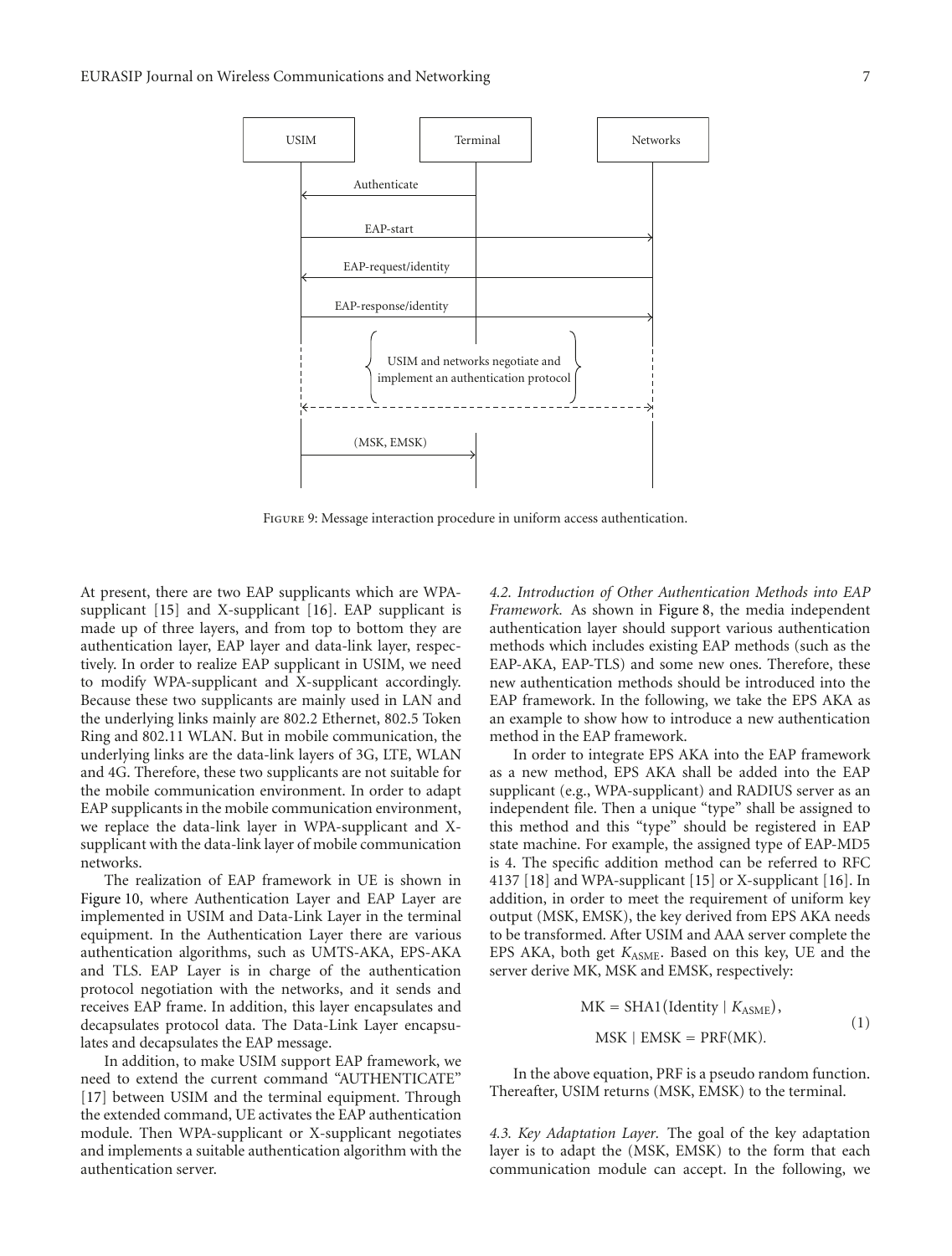Figure 9: Message interaction procedure in uniform access authentication.

At present, there are two EAP supplicants which are WPA-supplicant [15] and X-supplicant [16]. EAP supplicant is made up of three layers, and from top to bottom they are authentication layer, EAP layer and data-link layer, respectively. In order to realize EAP supplicant in USIM, we need to modify WPA-supplicant and X-supplicant accordingly. Because these two supplicants are mainly used in LAN and the underlying links mainly are 802.2 Ethernet, 802.5 Token Ring and 802.11 WLAN. But in mobile communication, the underlying links are the data-link layers of 3G, LTE, WLAN and 4G. Therefore, these two supplicants are not suitable for the mobile communication environment. In order to adapt EAP supplicants in the mobile communication environment, we replace the data-link layer in WPA-supplicant and X-supplicant with the data-link layer of mobile communication networks.

The realization of EAP framework in UE is shown in Figure 10, where Authentication Layer and EAP Layer are implemented in USIM and Data-Link Layer in the terminal equipment. In the Authentication Layer there are various authentication algorithms, such as UMTS-AKA, EPS-AKA and TLS. EAP Layer is in charge of the authentication protocol negotiation with the networks, and it sends and receives EAP frame. In addition, this layer encapsulates and decapsulates protocol data. The Data-Link Layer encapsulates and decapsulates the EAP message.

In addition, to make USIM support EAP framework, we need to extend the current command "AUTHENTICATE" [17] between USIM and the terminal equipment. Through the extended command, UE activates the EAP authentication module. Then WPA-supplicant or X-supplicant negotiates and implements a suitable authentication algorithm with the authentication server.

*4.2. Introduction of Other Authentication Methods into EAP Framework.* As shown in Figure 8, the media independent authentication layer should support various authentication methods which includes existing EAP methods (such as the EAP-AKA, EAP-TLS) and some new ones. Therefore, these new authentication methods should be introduced into the EAP framework. In the following, we take the EPS AKA as an example to show how to introduce a new authentication method in the EAP framework.

In order to integrate EPS AKA into the EAP framework as a new method, EPS AKA shall be added into the EAP supplicant (e.g., WPA-supplicant) and RADIUS server as an independent file. Then a unique "type" shall be assigned to this method and this "type" should be registered in EAP state machine. For example, the assigned type of EAP-MD5 is 4. The specific addition method can be referred to RFC 4137 [18] and WPA-supplicant [15] or X-supplicant [16]. In addition, in order to meet the requirement of uniform key output (MSK, EMSK), the key derived from EPS AKA needs to be transformed. After USIM and AAA server complete the EPS AKA, both get $K_{\text{ASME}}$. Based on this key, UE and the server derive MK, MSK and EMSK, respectively:

$$
\begin{aligned}
\text{MK} &= \text{SHA1}(\text{Identity} \mid K_{\text{ASME}}), \\
\text{MSK} \mid \text{EMSK} &= \text{PRF}(\text{MK}).
\end{aligned}
\tag{1}
$$

In the above equation, PRF is a pseudo random function. Thereafter, USIM returns (MSK, EMSK) to the terminal.

*4.3. Key Adaptation Layer.* The goal of the key adaptation layer is to adapt the (MSK, EMSK) to the form that each communication module can accept. In the following, we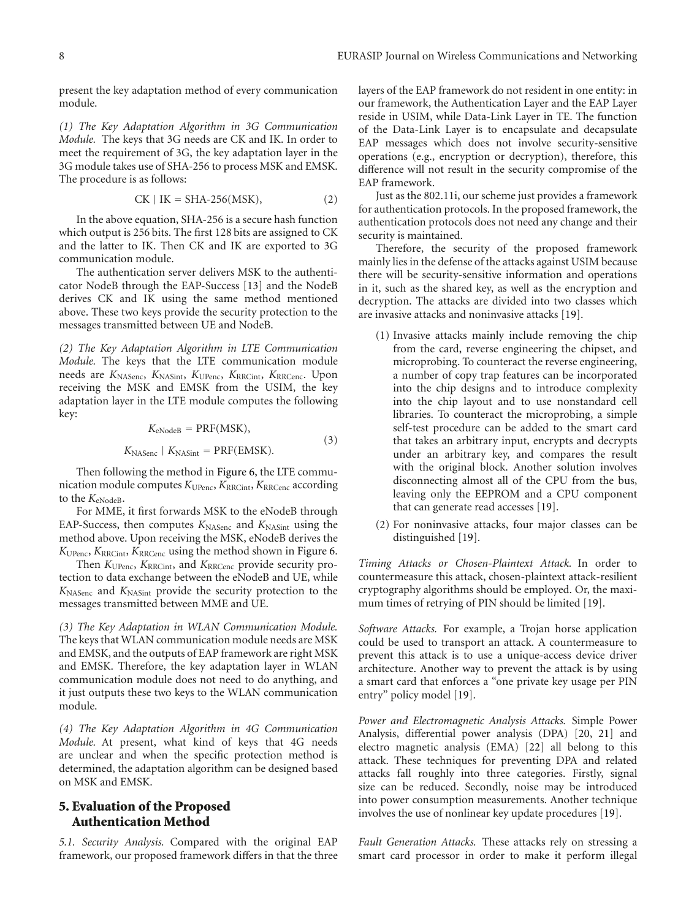present the key adaptation method of every communication module.

*(1) The Key Adaptation Algorithm in 3G Communication Module.* The keys that 3G needs are CK and IK. In order to meet the requirement of 3G, the key adaptation layer in the 3G module takes use of SHA-256 to process MSK and EMSK. The procedure is as follows:

$$\text{CK} \mid \text{IK} = \text{SHA-256}(\text{MSK}), \tag{2}$$

In the above equation, SHA-256 is a secure hash function which output is 256 bits. The first 128 bits are assigned to CK and the latter to IK. Then CK and IK are exported to 3G communication module.

The authentication server delivers MSK to the authenticator NodeB through the EAP-Success [13] and the NodeB derives CK and IK using the same method mentioned above. These two keys provide the security protection to the messages transmitted between UE and NodeB.

*(2) The Key Adaptation Algorithm in LTE Communication Module.* The keys that the LTE communication module needs are $K_{\text{NASenc}}$, $K_{\text{NASint}}$, $K_{\text{UPenc}}$, $K_{\text{RRCint}}$, $K_{\text{RRCenc}}$. Upon receiving the MSK and EMSK from the USIM, the key adaptation layer in the LTE module computes the following key:

$$\begin{aligned} K_{\text{eNodeB}} &= \text{PRF}(\text{MSK}), \\ K_{\text{NASenc}} \mid K_{\text{NASint}} &= \text{PRF}(\text{EMSK}). \end{aligned} \tag{3}$$

Then following the method in Figure 6, the LTE communication module computes $K_{\text{UPenc}}$, $K_{\text{RRCint}}$, $K_{\text{RRCenc}}$ according to the $K_{\text{eNodeB}}$.

For MME, it first forwards MSK to the eNodeB through EAP-Success, then computes $K_{\text{NASenc}}$ and $K_{\text{NASint}}$ using the method above. Upon receiving the MSK, eNodeB derives the $K_{\text{UPenc}}$, $K_{\text{RRCint}}$, $K_{\text{RRCenc}}$ using the method shown in Figure 6.

Then $K_{\text{UPenc}}$, $K_{\text{RRCint}}$, and $K_{\text{RRCenc}}$ provide security protection to data exchange between the eNodeB and UE, while $K_{\text{NASenc}}$ and $K_{\text{NASint}}$ provide the security protection to the messages transmitted between MME and UE.

*(3) The Key Adaptation in WLAN Communication Module.* The keys that WLAN communication module needs are MSK and EMSK, and the outputs of EAP framework are right MSK and EMSK. Therefore, the key adaptation layer in WLAN communication module does not need to do anything, and it just outputs these two keys to the WLAN communication module.

*(4) The Key Adaptation Algorithm in 4G Communication Module.* At present, what kind of keys that 4G needs are unclear and when the specific protection method is determined, the adaptation algorithm can be designed based on MSK and EMSK.

## 5. Evaluation of the Proposed Authentication Method

*5.1. Security Analysis.* Compared with the original EAP framework, our proposed framework differs in that the three layers of the EAP framework do not resident in one entity: in our framework, the Authentication Layer and the EAP Layer reside in USIM, while Data-Link Layer in TE. The function of the Data-Link Layer is to encapsulate and decapsulate EAP messages which does not involve security-sensitive operations (e.g., encryption or decryption), therefore, this difference will not result in the security compromise of the EAP framework.

Just as the 802.11i, our scheme just provides a framework for authentication protocols. In the proposed framework, the authentication protocols does not need any change and their security is maintained.

Therefore, the security of the proposed framework mainly lies in the defense of the attacks against USIM because there will be security-sensitive information and operations in it, such as the shared key, as well as the encryption and decryption. The attacks are divided into two classes which are invasive attacks and noninvasive attacks [19].

1. Invasive attacks mainly include removing the chip from the card, reverse engineering the chipset, and microprobing. To counteract the reverse engineering, a number of copy trap features can be incorporated into the chip designs and to introduce complexity into the chip layout and to use nonstandard cell libraries. To counteract the microprobing, a simple self-test procedure can be added to the smart card that takes an arbitrary input, encrypts and decrypts under an arbitrary key, and compares the result with the original block. Another solution involves disconnecting almost all of the CPU from the bus, leaving only the EEPROM and a CPU component that can generate read accesses [19].
2. For noninvasive attacks, four major classes can be distinguished [19].

*Timing Attacks or Chosen-Plaintext Attack.* In order to countermeasure this attack, chosen-plaintext attack-resilient cryptography algorithms should be employed. Or, the maximum times of retrying of PIN should be limited [19].

*Software Attacks.* For example, a Trojan horse application could be used to transport an attack. A countermeasure to prevent this attack is to use a unique-access device driver architecture. Another way to prevent the attack is by using a smart card that enforces a "one private key usage per PIN entry" policy model [19].

*Power and Electromagnetic Analysis Attacks.* Simple Power Analysis, differential power analysis (DPA) [20, 21] and electro magnetic analysis (EMA) [22] all belong to this attack. These techniques for preventing DPA and related attacks fall roughly into three categories. Firstly, signal size can be reduced. Secondly, noise may be introduced into power consumption measurements. Another technique involves the use of nonlinear key update procedures [19].

*Fault Generation Attacks.* These attacks rely on stressing a smart card processor in order to make it perform illegal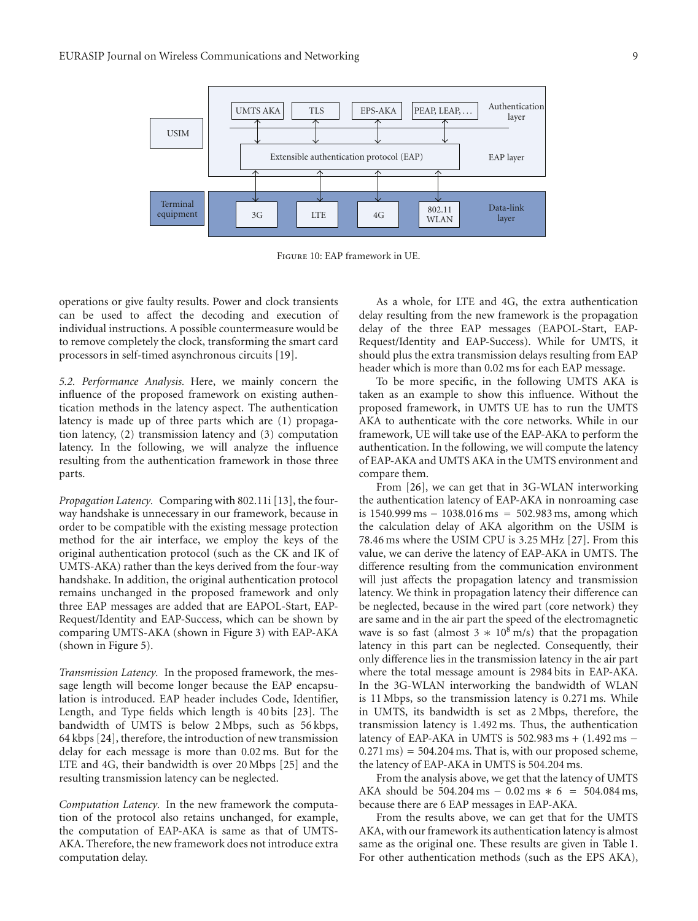Figure 10: EAP framework in UE.

operations or give faulty results. Power and clock transients can be used to affect the decoding and execution of individual instructions. A possible countermeasure would be to remove completely the clock, transforming the smart card processors in self-timed asynchronous circuits [19].

*5.2. Performance Analysis.* Here, we mainly concern the influence of the proposed framework on existing authentication methods in the latency aspect. The authentication latency is made up of three parts which are (1) propagation latency, (2) transmission latency and (3) computation latency. In the following, we will analyze the influence resulting from the authentication framework in those three parts.

*Propagation Latency.* Comparing with 802.11i [13], the four-way handshake is unnecessary in our framework, because in order to be compatible with the existing message protection method for the air interface, we employ the keys of the original authentication protocol (such as the CK and IK of UMTS-AKA) rather than the keys derived from the four-way handshake. In addition, the original authentication protocol remains unchanged in the proposed framework and only three EAP messages are added that are EAPOL-Start, EAP-Request/Identity and EAP-Success, which can be shown by comparing UMTS-AKA (shown in Figure 3) with EAP-AKA (shown in Figure 5).

*Transmission Latency.* In the proposed framework, the message length will become longer because the EAP encapsulation is introduced. EAP header includes Code, Identifier, Length, and Type fields which length is 40 bits [23]. The bandwidth of UMTS is below 2 Mbps, such as 56 kbps, 64 kbps [24], therefore, the introduction of new transmission delay for each message is more than 0.02 ms. But for the LTE and 4G, their bandwidth is over 20 Mbps [25] and the resulting transmission latency can be neglected.

*Computation Latency.* In the new framework the computation of the protocol also retains unchanged, for example, the computation of EAP-AKA is same as that of UMTS-AKA. Therefore, the new framework does not introduce extra computation delay.

As a whole, for LTE and 4G, the extra authentication delay resulting from the new framework is the propagation delay of the three EAP messages (EAPOL-Start, EAP-Request/Identity and EAP-Success). While for UMTS, it should plus the extra transmission delays resulting from EAP header which is more than 0.02 ms for each EAP message.

To be more specific, in the following UMTS AKA is taken as an example to show this influence. Without the proposed framework, in UMTS UE has to run the UMTS AKA to authenticate with the core networks. While in our framework, UE will take use of the EAP-AKA to perform the authentication. In the following, we will compute the latency of EAP-AKA and UMTS AKA in the UMTS environment and compare them.

From [26], we can get that in 3G-WLAN interworking the authentication latency of EAP-AKA in nonroaming case is 1540.999 ms − 1038.016 ms = 502.983 ms, among which the calculation delay of AKA algorithm on the USIM is 78.46 ms where the USIM CPU is 3.25 MHz [27]. From this value, we can derive the latency of EAP-AKA in UMTS. The difference resulting from the communication environment will just affects the propagation latency and transmission latency. We think in propagation latency their difference can be neglected, because in the wired part (core network) they are same and in the air part the speed of the electromagnetic wave is so fast (almost $3 * 10^8$ m/s) that the propagation latency in this part can be neglected. Consequently, their only difference lies in the transmission latency in the air part where the total message amount is 2984 bits in EAP-AKA. In the 3G-WLAN interworking the bandwidth of WLAN is 11 Mbps, so the transmission latency is 0.271 ms. While in UMTS, its bandwidth is set as 2 Mbps, therefore, the transmission latency is 1.492 ms. Thus, the authentication latency of EAP-AKA in UMTS is 502.983 ms + (1.492 ms − 0.271 ms) = 504.204 ms. That is, with our proposed scheme, the latency of EAP-AKA in UMTS is 504.204 ms.

From the analysis above, we get that the latency of UMTS AKA should be 504.204 ms − 0.02 ms ∗ 6 = 504.084 ms, because there are 6 EAP messages in EAP-AKA.

From the results above, we can get that for the UMTS AKA, with our framework its authentication latency is almost same as the original one. These results are given in Table 1. For other authentication methods (such as the EPS AKA),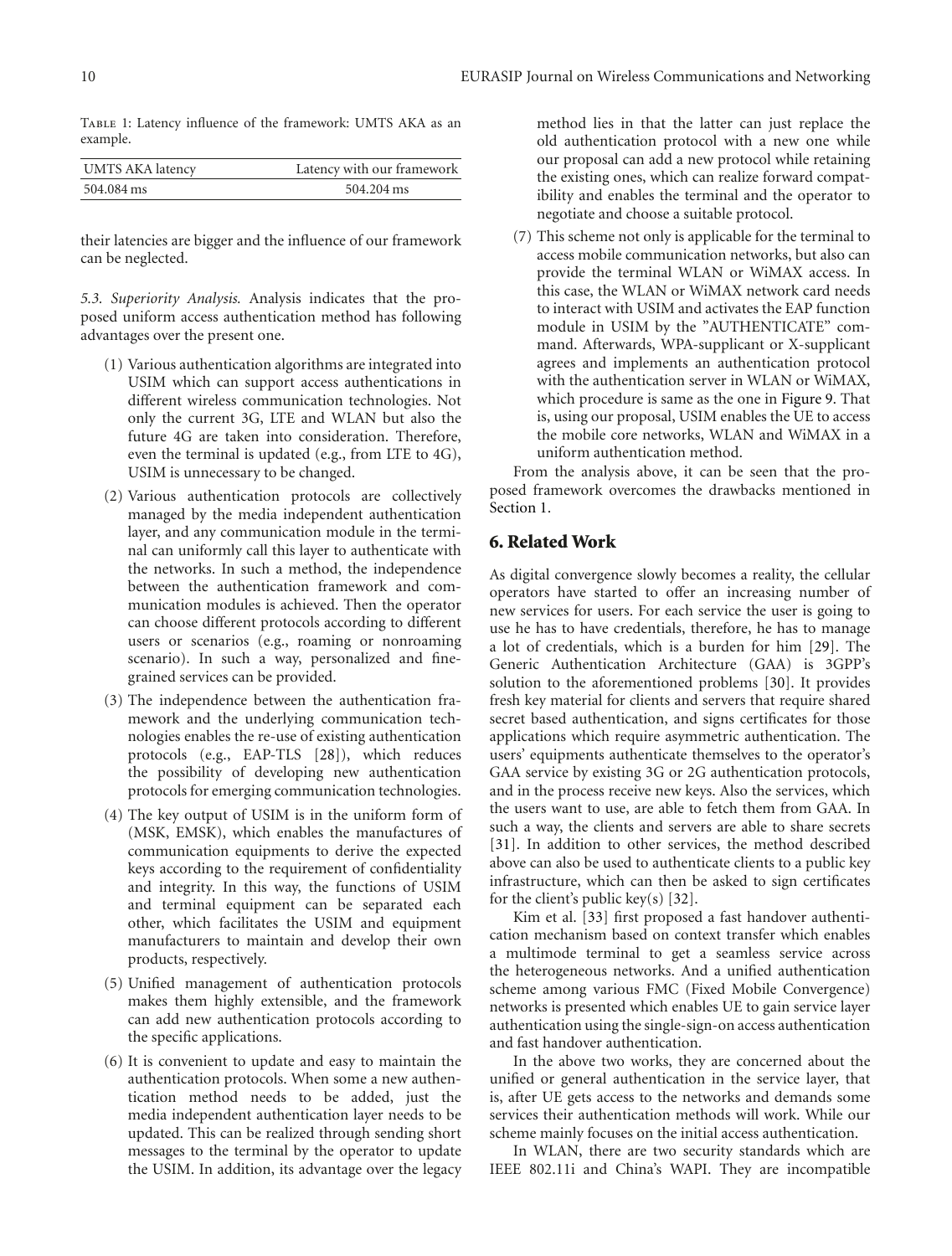Table 1: Latency influence of the framework: UMTS AKA as an example.

| UMTS AKA latency | Latency with our framework |
|---|---|
| 504.084 ms | 504.204 ms |

their latencies are bigger and the influence of our framework can be neglected.

*5.3. Superiority Analysis.* Analysis indicates that the proposed uniform access authentication method has following advantages over the present one.

(1) Various authentication algorithms are integrated into USIM which can support access authentications in different wireless communication technologies. Not only the current 3G, LTE and WLAN but also the future 4G are taken into consideration. Therefore, even the terminal is updated (e.g., from LTE to 4G), USIM is unnecessary to be changed.

(2) Various authentication protocols are collectively managed by the media independent authentication layer, and any communication module in the terminal can uniformly call this layer to authenticate with the networks. In such a method, the independence between the authentication framework and communication modules is achieved. Then the operator can choose different protocols according to different users or scenarios (e.g., roaming or nonroaming scenario). In such a way, personalized and fine-grained services can be provided.

(3) The independence between the authentication framework and the underlying communication technologies enables the re-use of existing authentication protocols (e.g., EAP-TLS [28]), which reduces the possibility of developing new authentication protocols for emerging communication technologies.

(4) The key output of USIM is in the uniform form of (MSK, EMSK), which enables the manufactures of communication equipments to derive the expected keys according to the requirement of confidentiality and integrity. In this way, the functions of USIM and terminal equipment can be separated each other, which facilitates the USIM and equipment manufacturers to maintain and develop their own products, respectively.

(5) Unified management of authentication protocols makes them highly extensible, and the framework can add new authentication protocols according to the specific applications.

(6) It is convenient to update and easy to maintain the authentication protocols. When some a new authentication method needs to be added, just the media independent authentication layer needs to be updated. This can be realized through sending short messages to the terminal by the operator to update the USIM. In addition, its advantage over the legacy method lies in that the latter can just replace the old authentication protocol with a new one while our proposal can add a new protocol while retaining the existing ones, which can realize forward compatibility and enables the terminal and the operator to negotiate and choose a suitable protocol.

(7) This scheme not only is applicable for the terminal to access mobile communication networks, but also can provide the terminal WLAN or WiMAX access. In this case, the WLAN or WiMAX network card needs to interact with USIM and activates the EAP function module in USIM by the "AUTHENTICATE" command. Afterwards, WPA-supplicant or X-supplicant agrees and implements an authentication protocol with the authentication server in WLAN or WiMAX, which procedure is same as the one in Figure 9. That is, using our proposal, USIM enables the UE to access the mobile core networks, WLAN and WiMAX in a uniform authentication method.

From the analysis above, it can be seen that the proposed framework overcomes the drawbacks mentioned in Section 1.

## 6. Related Work

As digital convergence slowly becomes a reality, the cellular operators have started to offer an increasing number of new services for users. For each service the user is going to use he has to have credentials, therefore, he has to manage a lot of credentials, which is a burden for him [29]. The Generic Authentication Architecture (GAA) is 3GPP's solution to the aforementioned problems [30]. It provides fresh key material for clients and servers that require shared secret based authentication, and signs certificates for those applications which require asymmetric authentication. The users' equipments authenticate themselves to the operator's GAA service by existing 3G or 2G authentication protocols, and in the process receive new keys. Also the services, which the users want to use, are able to fetch them from GAA. In such a way, the clients and servers are able to share secrets [31]. In addition to other services, the method described above can also be used to authenticate clients to a public key infrastructure, which can then be asked to sign certificates for the client's public key(s) [32].

Kim et al. [33] first proposed a fast handover authentication mechanism based on context transfer which enables a multimode terminal to get a seamless service across the heterogeneous networks. And a unified authentication scheme among various FMC (Fixed Mobile Convergence) networks is presented which enables UE to gain service layer authentication using the single-sign-on access authentication and fast handover authentication.

In the above two works, they are concerned about the unified or general authentication in the service layer, that is, after UE gets access to the networks and demands some services their authentication methods will work. While our scheme mainly focuses on the initial access authentication.

In WLAN, there are two security standards which are IEEE 802.11i and China's WAPI. They are incompatible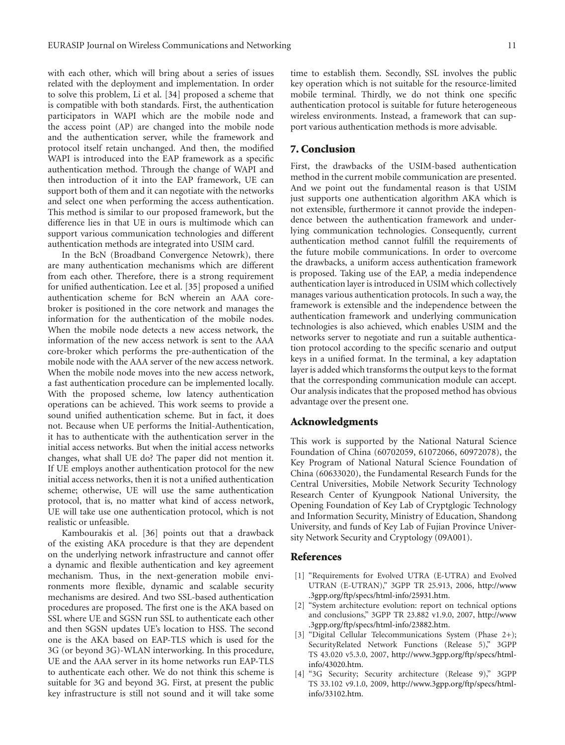with each other, which will bring about a series of issues related with the deployment and implementation. In order to solve this problem, Li et al. [34] proposed a scheme that is compatible with both standards. First, the authentication participators in WAPI which are the mobile node and the access point (AP) are changed into the mobile node and the authentication server, while the framework and protocol itself retain unchanged. And then, the modified WAPI is introduced into the EAP framework as a specific authentication method. Through the change of WAPI and then introduction of it into the EAP framework, UE can support both of them and it can negotiate with the networks and select one when performing the access authentication. This method is similar to our proposed framework, but the difference lies in that UE in ours is multimode which can support various communication technologies and different authentication methods are integrated into USIM card.

In the BcN (Broadband Convergence Netowrk), there are many authentication mechanisms which are different from each other. Therefore, there is a strong requirement for unified authentication. Lee et al. [35] proposed a unified authentication scheme for BcN wherein an AAA core-broker is positioned in the core network and manages the information for the authentication of the mobile nodes. When the mobile node detects a new access network, the information of the new access network is sent to the AAA core-broker which performs the pre-authentication of the mobile node with the AAA server of the new access network. When the mobile node moves into the new access network, a fast authentication procedure can be implemented locally. With the proposed scheme, low latency authentication operations can be achieved. This work seems to provide a sound unified authentication scheme. But in fact, it does not. Because when UE performs the Initial-Authentication, it has to authenticate with the authentication server in the initial access networks. But when the initial access networks changes, what shall UE do? The paper did not mention it. If UE employs another authentication protocol for the new initial access networks, then it is not a unified authentication scheme; otherwise, UE will use the same authentication protocol, that is, no matter what kind of access network, UE will take use one authentication protocol, which is not realistic or unfeasible.

Kambourakis et al. [36] points out that a drawback of the existing AKA procedure is that they are dependent on the underlying network infrastructure and cannot offer a dynamic and flexible authentication and key agreement mechanism. Thus, in the next-generation mobile environments more flexible, dynamic and scalable security mechanisms are desired. And two SSL-based authentication procedures are proposed. The first one is the AKA based on SSL where UE and SGSN run SSL to authenticate each other and then SGSN updates UE's location to HSS. The second one is the AKA based on EAP-TLS which is used for the 3G (or beyond 3G)-WLAN interworking. In this procedure, UE and the AAA server in its home networks run EAP-TLS to authenticate each other. We do not think this scheme is suitable for 3G and beyond 3G. First, at present the public key infrastructure is still not sound and it will take some time to establish them. Secondly, SSL involves the public key operation which is not suitable for the resource-limited mobile terminal. Thirdly, we do not think one specific authentication protocol is suitable for future heterogeneous wireless environments. Instead, a framework that can support various authentication methods is more advisable.

## 7. Conclusion

First, the drawbacks of the USIM-based authentication method in the current mobile communication are presented. And we point out the fundamental reason is that USIM just supports one authentication algorithm AKA which is not extensible, furthermore it cannot provide the independence between the authentication framework and underlying communication technologies. Consequently, current authentication method cannot fulfill the requirements of the future mobile communications. In order to overcome the drawbacks, a uniform access authentication framework is proposed. Taking use of the EAP, a media independence authentication layer is introduced in USIM which collectively manages various authentication protocols. In such a way, the framework is extensible and the independence between the authentication framework and underlying communication technologies is also achieved, which enables USIM and the networks server to negotiate and run a suitable authentication protocol according to the specific scenario and output keys in a unified format. In the terminal, a key adaptation layer is added which transforms the output keys to the format that the corresponding communication module can accept. Our analysis indicates that the proposed method has obvious advantage over the present one.

## Acknowledgments

This work is supported by the National Natural Science Foundation of China (60702059, 61072066, 60972078), the Key Program of National Natural Science Foundation of China (60633020), the Fundamental Research Funds for the Central Universities, Mobile Network Security Technology Research Center of Kyungpook National University, the Opening Foundation of Key Lab of Cryptglogic Technology and Information Security, Ministry of Education, Shandong University, and funds of Key Lab of Fujian Province University Network Security and Cryptology (09A001).

## References

[1] "Requirements for Evolved UTRA (E-UTRA) and Evolved UTRAN (E-UTRAN)," 3GPP TR 25.913, 2006, http://www.3gpp.org/ftp/specs/html-info/25931.htm.

[2] "System architecture evolution: report on technical options and conclusions," 3GPP TR 23.882 v1.9.0, 2007, http://www.3gpp.org/ftp/specs/html-info/23882.htm.

[3] "Digital Cellular Telecommunications System (Phase 2+); SecurityRelated Network Functions (Release 5)," 3GPP TS 43.020 v5.3.0, 2007, http://www.3gpp.org/ftp/specs/html-info/43020.htm.

[4] "3G Security; Security architecture (Release 9)," 3GPP TS 33.102 v9.1.0, 2009, http://www.3gpp.org/ftp/specs/html-info/33102.htm.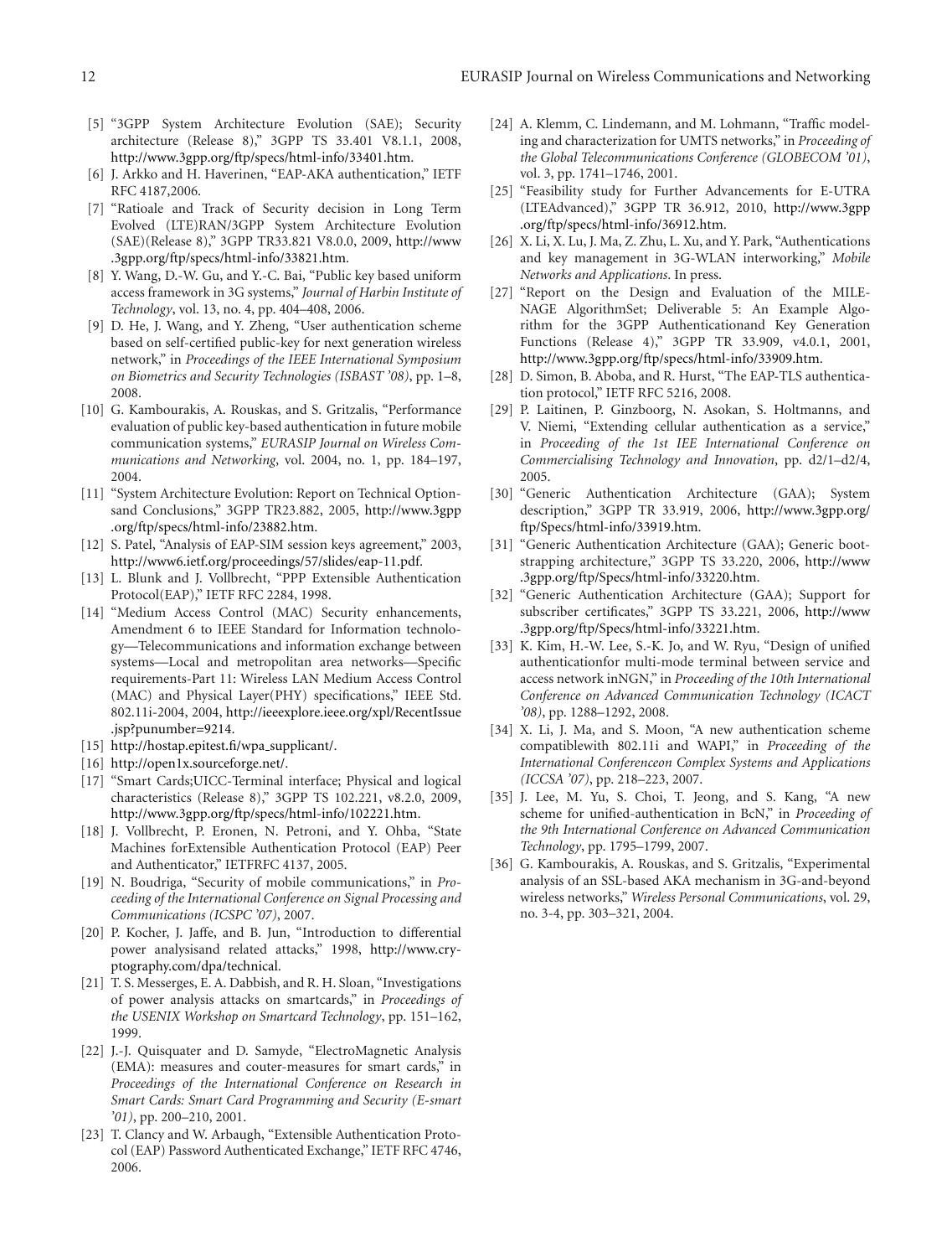[5] "3GPP System Architecture Evolution (SAE); Security architecture (Release 8)," 3GPP TS 33.401 V8.1.1, 2008, http://www.3gpp.org/ftp/specs/html-info/33401.htm.

[6] J. Arkko and H. Haverinen, "EAP-AKA authentication," IETF RFC 4187,2006.

[7] "Ratioale and Track of Security decision in Long Term Evolved (LTE)RAN/3GPP System Architecture Evolution (SAE)(Release 8)," 3GPP TR33.821 V8.0.0, 2009, http://www.3gpp.org/ftp/specs/html-info/33821.htm.

[8] Y. Wang, D.-W. Gu, and Y.-C. Bai, "Public key based uniform access framework in 3G systems," *Journal of Harbin Institute of Technology*, vol. 13, no. 4, pp. 404–408, 2006.

[9] D. He, J. Wang, and Y. Zheng, "User authentication scheme based on self-certified public-key for next generation wireless network," in *Proceedings of the IEEE International Symposium on Biometrics and Security Technologies (ISBAST '08)*, pp. 1–8, 2008.

[10] G. Kambourakis, A. Rouskas, and S. Gritzalis, "Performance evaluation of public key-based authentication in future mobile communication systems," *EURASIP Journal on Wireless Communications and Networking*, vol. 2004, no. 1, pp. 184–197, 2004.

[11] "System Architecture Evolution: Report on Technical Optionsand Conclusions," 3GPP TR23.882, 2005, http://www.3gpp.org/ftp/specs/html-info/23882.htm.

[12] S. Patel, "Analysis of EAP-SIM session keys agreement," 2003, http://www6.ietf.org/proceedings/57/slides/eap-11.pdf.

[13] L. Blunk and J. Vollbrecht, "PPP Extensible Authentication Protocol(EAP)," IETF RFC 2284, 1998.

[14] "Medium Access Control (MAC) Security enhancements, Amendment 6 to IEEE Standard for Information technology—Telecommunications and information exchange between systems—Local and metropolitan area networks—Specific requirements-Part 11: Wireless LAN Medium Access Control (MAC) and Physical Layer(PHY) specifications," IEEE Std. 802.11i-2004, 2004, http://ieeexplore.ieee.org/xpl/RecentIssue.jsp?punumber=9214.

[15] http://hostap.epitest.fi/wpa_supplicant/.

[16] http://open1x.sourceforge.net/.

[17] "Smart Cards;UICC-Terminal interface; Physical and logical characteristics (Release 8)," 3GPP TS 102.221, v8.2.0, 2009, http://www.3gpp.org/ftp/specs/html-info/102221.htm.

[18] J. Vollbrecht, P. Eronen, N. Petroni, and Y. Ohba, "State Machines forExtensible Authentication Protocol (EAP) Peer and Authenticator," IETFRFC 4137, 2005.

[19] N. Boudriga, "Security of mobile communications," in *Proceeding of the International Conference on Signal Processing and Communications (ICSPC '07)*, 2007.

[20] P. Kocher, J. Jaffe, and B. Jun, "Introduction to differential power analysisand related attacks," 1998, http://www.cryptography.com/dpa/technical.

[21] T. S. Messerges, E. A. Dabbish, and R. H. Sloan, "Investigations of power analysis attacks on smartcards," in *Proceedings of the USENIX Workshop on Smartcard Technology*, pp. 151–162, 1999.

[22] J.-J. Quisquater and D. Samyde, "ElectroMagnetic Analysis (EMA): measures and couter-measures for smart cards," in *Proceedings of the International Conference on Research in Smart Cards: Smart Card Programming and Security (E-smart '01)*, pp. 200–210, 2001.

[23] T. Clancy and W. Arbaugh, "Extensible Authentication Protocol (EAP) Password Authenticated Exchange," IETF RFC 4746, 2006.

[24] A. Klemm, C. Lindemann, and M. Lohmann, "Traffic modeling and characterization for UMTS networks," in *Proceeding of the Global Telecommunications Conference (GLOBECOM '01)*, vol. 3, pp. 1741–1746, 2001.

[25] "Feasibility study for Further Advancements for E-UTRA (LTEAdvanced)," 3GPP TR 36.912, 2010, http://www.3gpp.org/ftp/specs/html-info/36912.htm.

[26] X. Li, X. Lu, J. Ma, Z. Zhu, L. Xu, and Y. Park, "Authentications and key management in 3G-WLAN interworking," *Mobile Networks and Applications*. In press.

[27] "Report on the Design and Evaluation of the MILENAGE AlgorithmSet; Deliverable 5: An Example Algorithm for the 3GPP Authenticationand Key Generation Functions (Release 4)," 3GPP TR 33.909, v4.0.1, 2001, http://www.3gpp.org/ftp/specs/html-info/33909.htm.

[28] D. Simon, B. Aboba, and R. Hurst, "The EAP-TLS authentication protocol," IETF RFC 5216, 2008.

[29] P. Laitinen, P. Ginzboorg, N. Asokan, S. Holtmanns, and V. Niemi, "Extending cellular authentication as a service," in *Proceeding of the 1st IEE International Conference on Commercialising Technology and Innovation*, pp. d2/1–d2/4, 2005.

[30] "Generic Authentication Architecture (GAA); System description," 3GPP TR 33.919, 2006, http://www.3gpp.org/ftp/Specs/html-info/33919.htm.

[31] "Generic Authentication Architecture (GAA); Generic bootstrapping architecture," 3GPP TS 33.220, 2006, http://www.3gpp.org/ftp/Specs/html-info/33220.htm.

[32] "Generic Authentication Architecture (GAA); Support for subscriber certificates," 3GPP TS 33.221, 2006, http://www.3gpp.org/ftp/Specs/html-info/33221.htm.

[33] K. Kim, H.-W. Lee, S.-K. Jo, and W. Ryu, "Design of unified authenticationfor multi-mode terminal between service and access network inNGN," in *Proceeding of the 10th International Conference on Advanced Communication Technology (ICACT '08)*, pp. 1288–1292, 2008.

[34] X. Li, J. Ma, and S. Moon, "A new authentication scheme compatiblewith 802.11i and WAPI," in *Proceeding of the International Conferenceon Complex Systems and Applications (ICCSA '07)*, pp. 218–223, 2007.

[35] J. Lee, M. Yu, S. Choi, T. Jeong, and S. Kang, "A new scheme for unified-authentication in BcN," in *Proceeding of the 9th International Conference on Advanced Communication Technology*, pp. 1795–1799, 2007.

[36] G. Kambourakis, A. Rouskas, and S. Gritzalis, "Experimental analysis of an SSL-based AKA mechanism in 3G-and-beyond wireless networks," *Wireless Personal Communications*, vol. 29, no. 3-4, pp. 303–321, 2004.